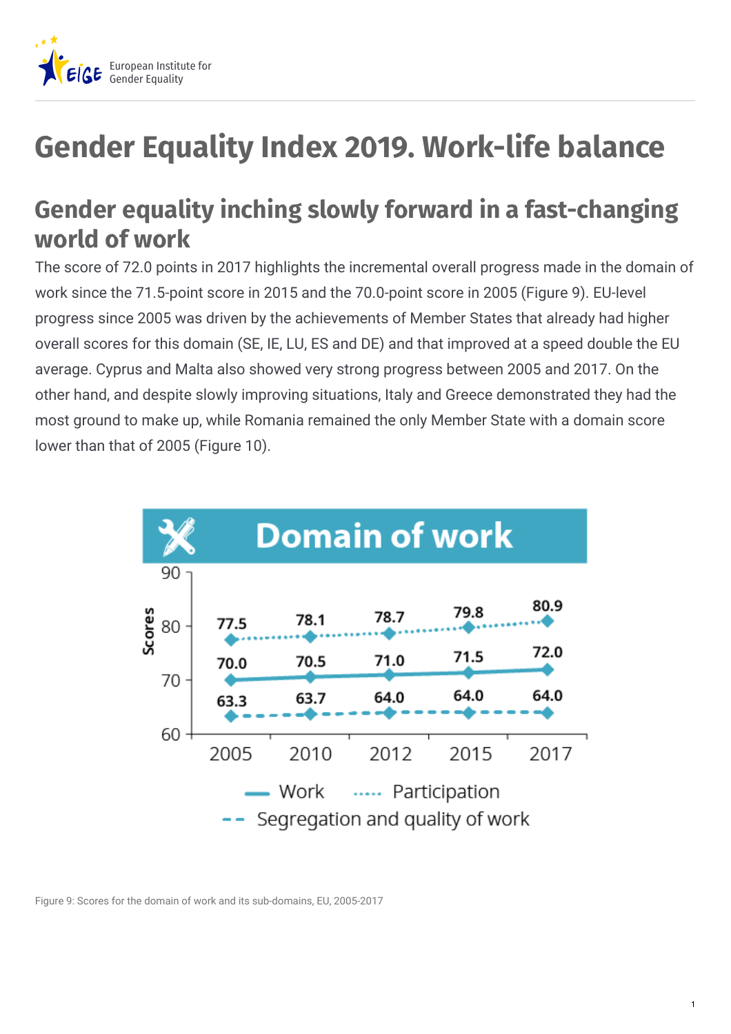# Gender Equality Index 2019. Work-life balance

## Gender equality inching slowly forward in a fast-changing world of work

The score of 72.0 points in 2017 highlights the incremental overall progress made in the domain of work since the 71.5-point score in 2015 and the 70.0-point score in 2005 (Figure 9). EU-level progress since 2005 was driven by the achievements of Member States that already had higher overall scores for this domain (SE, IE, LU, ES and DE) and that improved at a speed double the EU average. Cyprus and Malta also showed very strong progress between 2005 and 2017. On the other hand, and despite slowly improving situations, Italy and Greece demonstrated they had the most ground to make up, while Romania remained the only Member State with a domain score lower than that of 2005 (Figure 10).

Domain of work

Scores

90
80
70
60

2005 2010 2012 2015 2017

77.5 78.1 78.7 79.8 80.9

70.0 70.5 71.0 71.5 72.0

63.3 63.7 64.0 64.0 64.0

Work
Participation
Segregation and quality of work

Figure 9: Scores for the domain of work and its sub-domains, EU, 2005-2017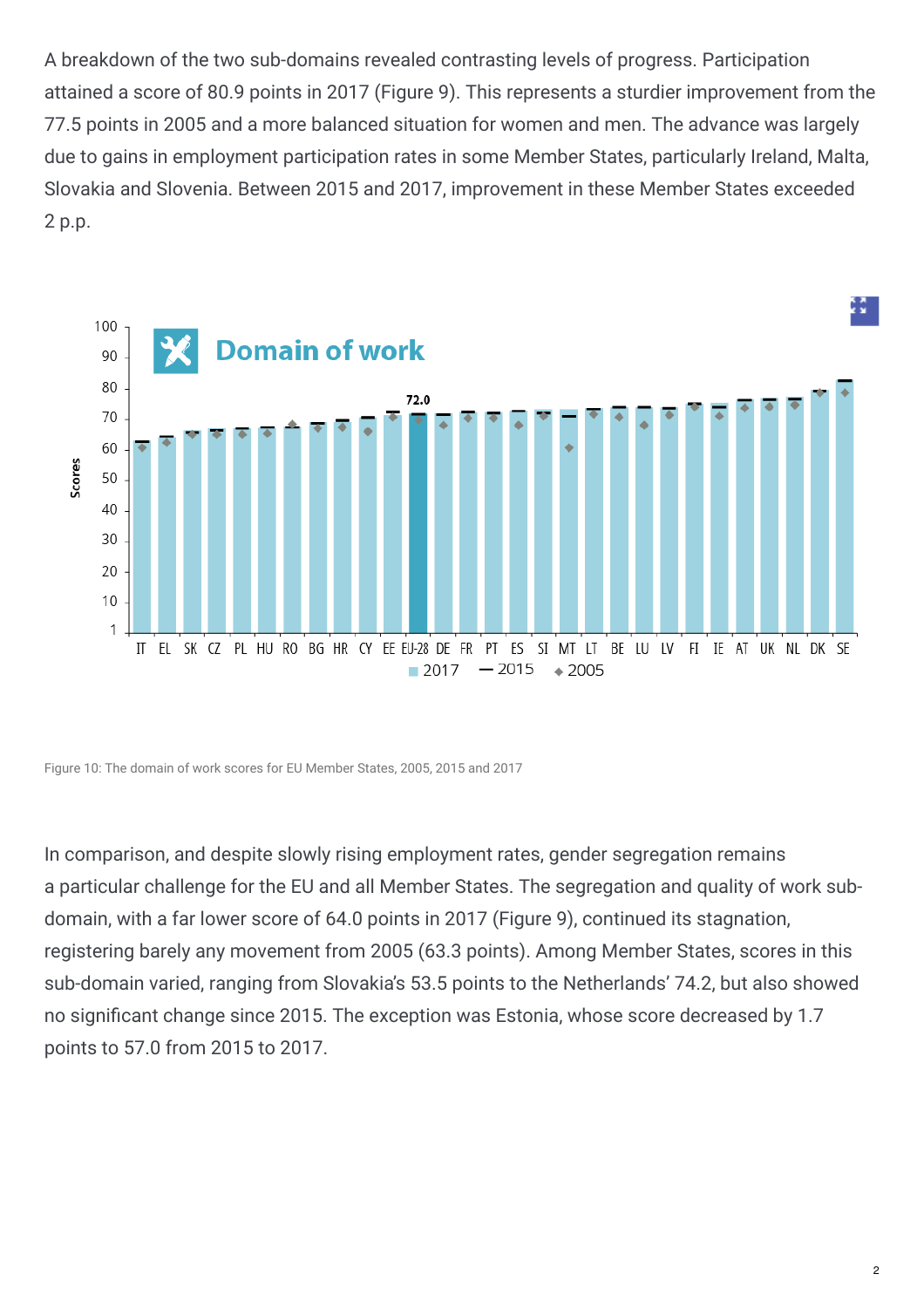A breakdown of the two sub-domains revealed contrasting levels of progress. Participation attained a score of 80.9 points in 2017 (Figure 9). This represents a sturdier improvement from the 77.5 points in 2005 and a more balanced situation for women and men. The advance was largely due to gains in employment participation rates in some Member States, particularly Ireland, Malta, Slovakia and Slovenia. Between 2015 and 2017, improvement in these Member States exceeded 2 p.p.

Domain of work

Scores

100
90
80
70
60
50
40
30
20
10
1

72.0

IT EL SK CZ PL HU RO BG HR CY EE EU-28 DE FR PT ES SI MT LT BE LU LV FI IE AT UK NL DK SE

2017 — 2015 ◆ 2005

Figure 10: The domain of work scores for EU Member States, 2005, 2015 and 2017

In comparison, and despite slowly rising employment rates, gender segregation remains a particular challenge for the EU and all Member States. The segregation and quality of work sub-domain, with a far lower score of 64.0 points in 2017 (Figure 9), continued its stagnation, registering barely any movement from 2005 (63.3 points). Among Member States, scores in this sub-domain varied, ranging from Slovakia's 53.5 points to the Netherlands' 74.2, but also showed no significant change since 2015. The exception was Estonia, whose score decreased by 1.7 points to 57.0 from 2015 to 2017.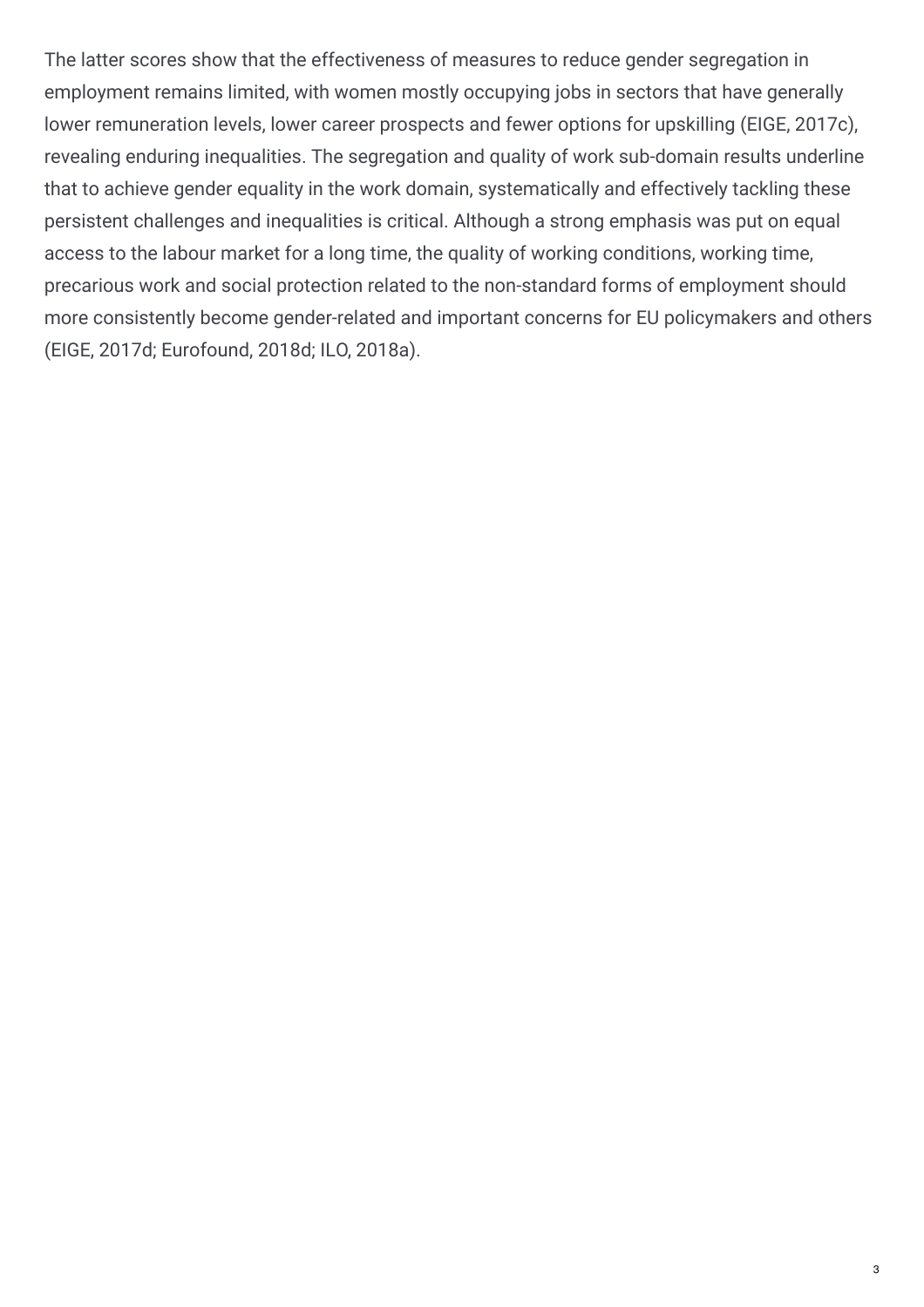The latter scores show that the effectiveness of measures to reduce gender segregation in employment remains limited, with women mostly occupying jobs in sectors that have generally lower remuneration levels, lower career prospects and fewer options for upskilling (EIGE, 2017c), revealing enduring inequalities. The segregation and quality of work sub-domain results underline that to achieve gender equality in the work domain, systematically and effectively tackling these persistent challenges and inequalities is critical. Although a strong emphasis was put on equal access to the labour market for a long time, the quality of working conditions, working time, precarious work and social protection related to the non-standard forms of employment should more consistently become gender-related and important concerns for EU policymakers and others (EIGE, 2017d; Eurofound, 2018d; ILO, 2018a).